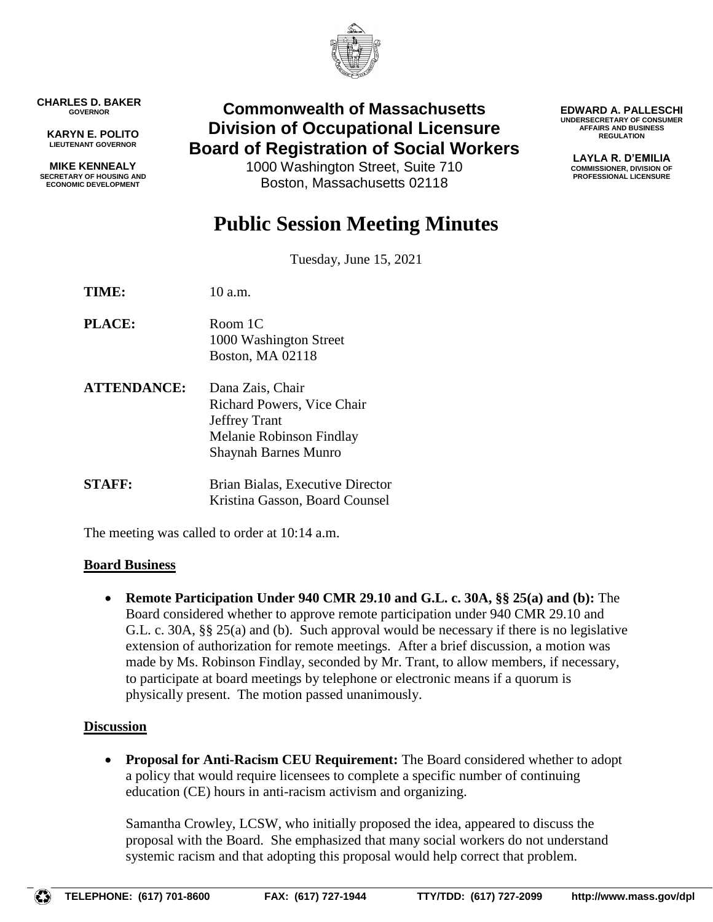**CHARLES D. BAKER**
GOVERNOR

**KARYN E. POLITO**
LIEUTENANT GOVERNOR

**MIKE KENNEALY**
SECRETARY OF HOUSING AND ECONOMIC DEVELOPMENT

**Commonwealth of Massachusetts**
**Division of Occupational Licensure**
**Board of Registration of Social Workers**
1000 Washington Street, Suite 710
Boston, Massachusetts 02118

**EDWARD A. PALLESCHI**
UNDERSECRETARY OF CONSUMER AFFAIRS AND BUSINESS REGULATION

**LAYLA R. D'EMILIA**
COMMISSIONER, DIVISION OF PROFESSIONAL LICENSURE

# Public Session Meeting Minutes

Tuesday, June 15, 2021

**TIME:** 10 a.m.

**PLACE:** Room 1C
1000 Washington Street
Boston, MA 02118

**ATTENDANCE:** Dana Zais, Chair
Richard Powers, Vice Chair
Jeffrey Trant
Melanie Robinson Findlay
Shaynah Barnes Munro

**STAFF:** Brian Bialas, Executive Director
Kristina Gasson, Board Counsel

The meeting was called to order at 10:14 a.m.

## Board Business

- **Remote Participation Under 940 CMR 29.10 and G.L. c. 30A, §§ 25(a) and (b):** The Board considered whether to approve remote participation under 940 CMR 29.10 and G.L. c. 30A, §§ 25(a) and (b). Such approval would be necessary if there is no legislative extension of authorization for remote meetings. After a brief discussion, a motion was made by Ms. Robinson Findlay, seconded by Mr. Trant, to allow members, if necessary, to participate at board meetings by telephone or electronic means if a quorum is physically present. The motion passed unanimously.

## Discussion

- **Proposal for Anti-Racism CEU Requirement:** The Board considered whether to adopt a policy that would require licensees to complete a specific number of continuing education (CE) hours in anti-racism activism and organizing.

  Samantha Crowley, LCSW, who initially proposed the idea, appeared to discuss the proposal with the Board. She emphasized that many social workers do not understand systemic racism and that adopting this proposal would help correct that problem.

TELEPHONE: (617) 701-8600 FAX: (617) 727-1944 TTY/TDD: (617) 727-2099 http://www.mass.gov/dpl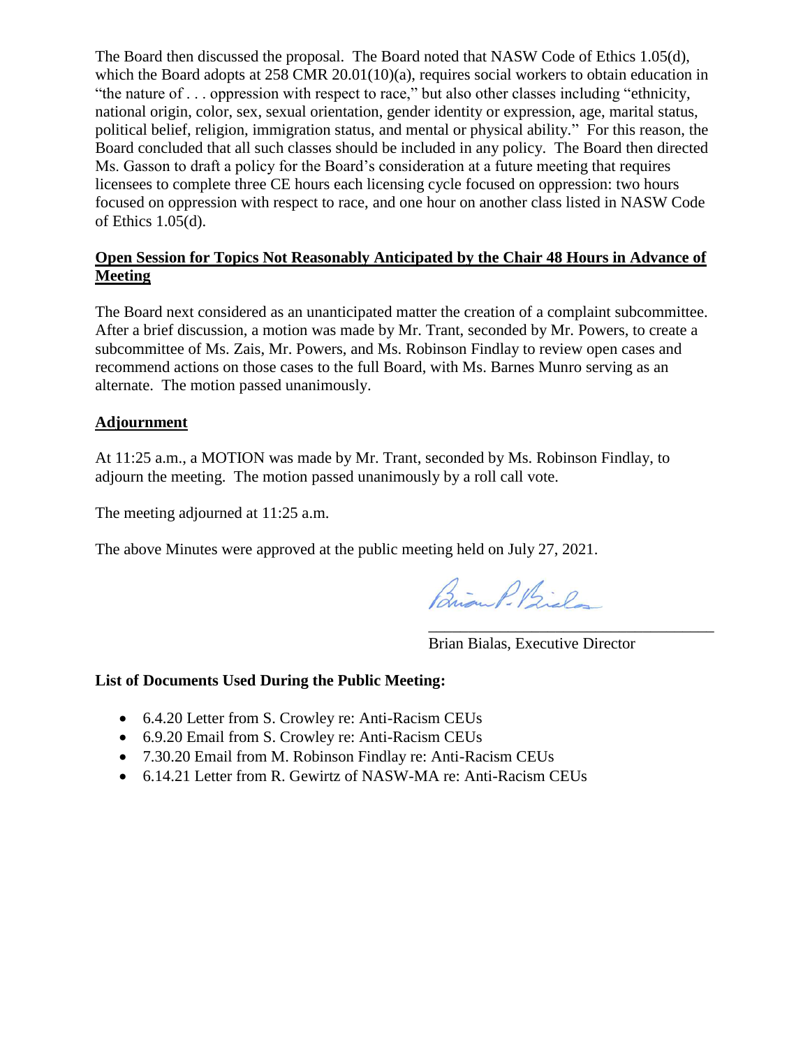The Board then discussed the proposal. The Board noted that NASW Code of Ethics 1.05(d), which the Board adopts at 258 CMR 20.01(10)(a), requires social workers to obtain education in "the nature of . . . oppression with respect to race," but also other classes including "ethnicity, national origin, color, sex, sexual orientation, gender identity or expression, age, marital status, political belief, religion, immigration status, and mental or physical ability." For this reason, the Board concluded that all such classes should be included in any policy. The Board then directed Ms. Gasson to draft a policy for the Board's consideration at a future meeting that requires licensees to complete three CE hours each licensing cycle focused on oppression: two hours focused on oppression with respect to race, and one hour on another class listed in NASW Code of Ethics 1.05(d).

**Open Session for Topics Not Reasonably Anticipated by the Chair 48 Hours in Advance of Meeting**

The Board next considered as an unanticipated matter the creation of a complaint subcommittee. After a brief discussion, a motion was made by Mr. Trant, seconded by Mr. Powers, to create a subcommittee of Ms. Zais, Mr. Powers, and Ms. Robinson Findlay to review open cases and recommend actions on those cases to the full Board, with Ms. Barnes Munro serving as an alternate. The motion passed unanimously.

**Adjournment**

At 11:25 a.m., a MOTION was made by Mr. Trant, seconded by Ms. Robinson Findlay, to adjourn the meeting. The motion passed unanimously by a roll call vote.

The meeting adjourned at 11:25 a.m.

The above Minutes were approved at the public meeting held on July 27, 2021.

Brian Bialas, Executive Director

**List of Documents Used During the Public Meeting:**

- 6.4.20 Letter from S. Crowley re: Anti-Racism CEUs
- 6.9.20 Email from S. Crowley re: Anti-Racism CEUs
- 7.30.20 Email from M. Robinson Findlay re: Anti-Racism CEUs
- 6.14.21 Letter from R. Gewirtz of NASW-MA re: Anti-Racism CEUs